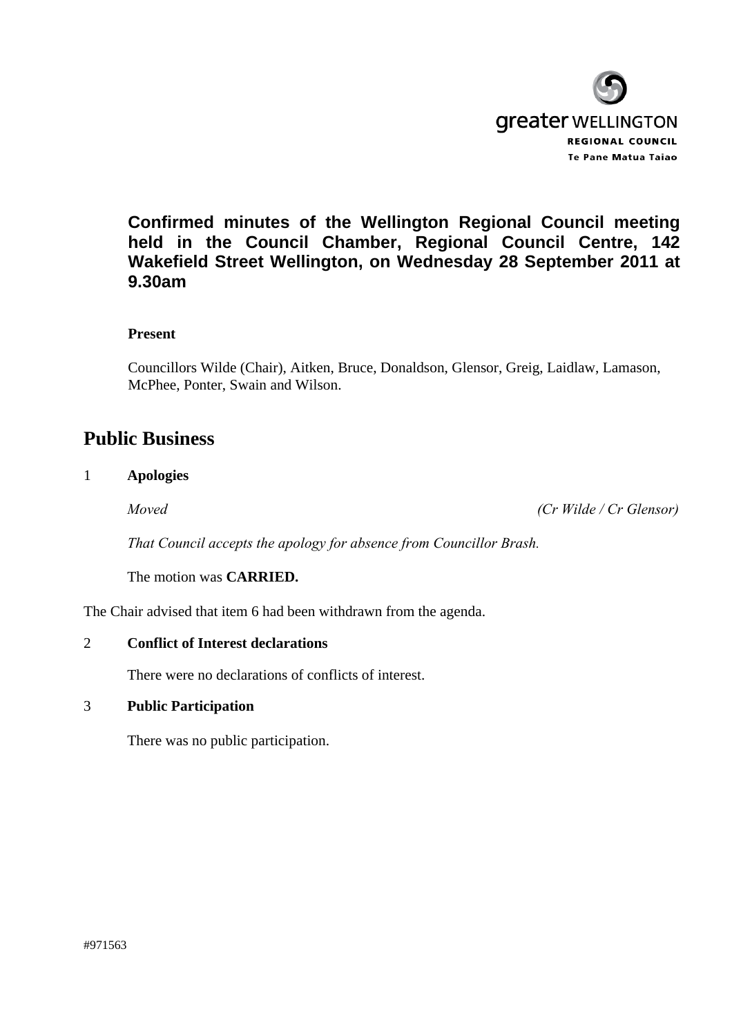greater WELLINGTON
REGIONAL COUNCIL
Te Pane Matua Taiao

**Confirmed minutes of the Wellington Regional Council meeting held in the Council Chamber, Regional Council Centre, 142 Wakefield Street Wellington, on Wednesday 28 September 2011 at 9.30am**

**Present**

Councillors Wilde (Chair), Aitken, Bruce, Donaldson, Glensor, Greig, Laidlaw, Lamason, McPhee, Ponter, Swain and Wilson.

# Public Business

1 **Apologies**

*Moved* *(Cr Wilde / Cr Glensor)*

*That Council accepts the apology for absence from Councillor Brash.*

The motion was **CARRIED.**

The Chair advised that item 6 had been withdrawn from the agenda.

2 **Conflict of Interest declarations**

There were no declarations of conflicts of interest.

3 **Public Participation**

There was no public participation.

#971563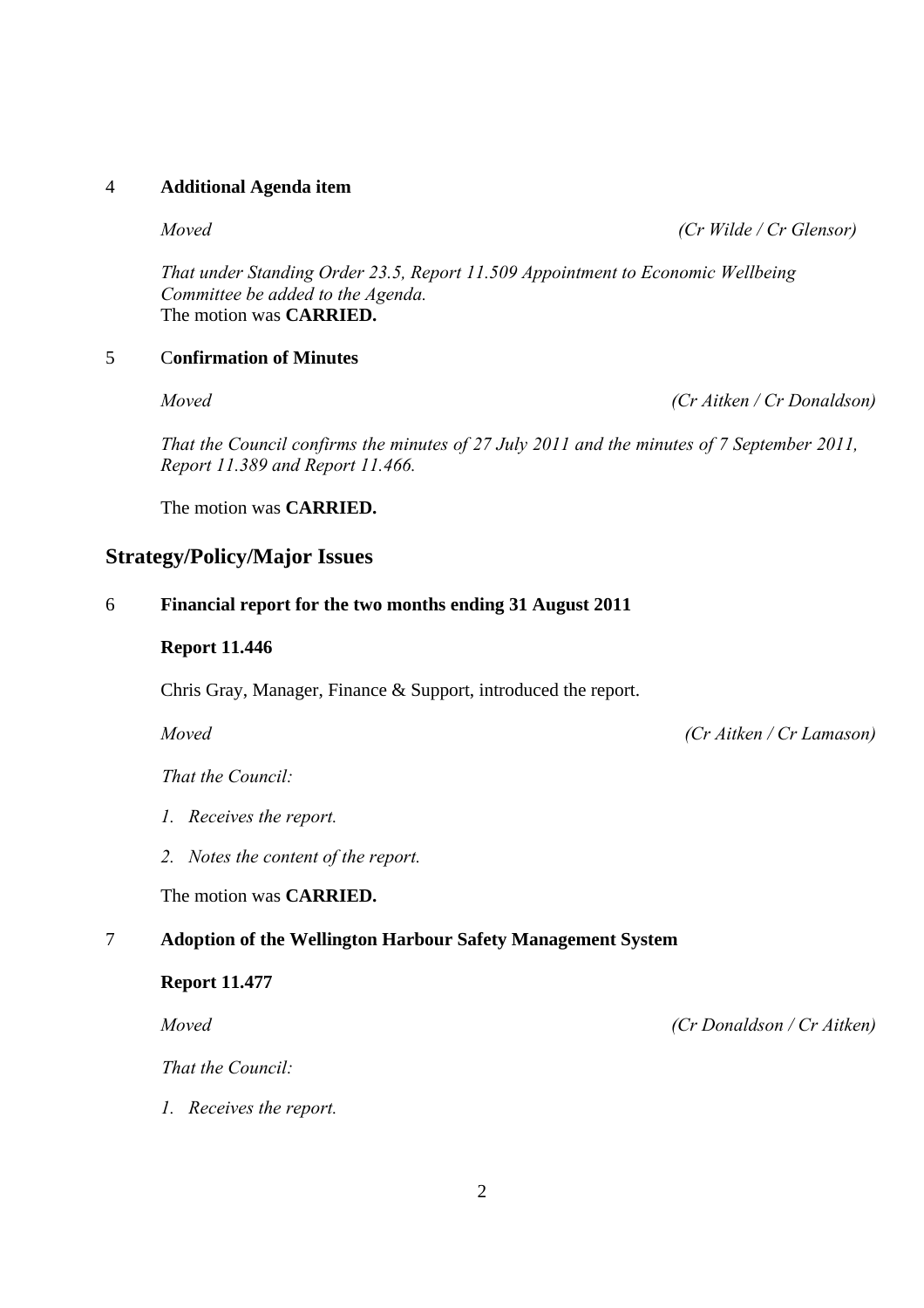4 **Additional Agenda item**

*Moved* *(Cr Wilde / Cr Glensor)*

*That under Standing Order 23.5, Report 11.509 Appointment to Economic Wellbeing Committee be added to the Agenda.*
The motion was **CARRIED.**

5 C**onfirmation of Minutes**

*Moved* *(Cr Aitken / Cr Donaldson)*

*That the Council confirms the minutes of 27 July 2011 and the minutes of 7 September 2011, Report 11.389 and Report 11.466.*

The motion was **CARRIED.**

## Strategy/Policy/Major Issues

6 **Financial report for the two months ending 31 August 2011**

**Report 11.446**

Chris Gray, Manager, Finance & Support, introduced the report.

*Moved* *(Cr Aitken / Cr Lamason)*

*That the Council:*

1. *Receives the report.*

2. *Notes the content of the report.*

The motion was **CARRIED.**

7 **Adoption of the Wellington Harbour Safety Management System**

**Report 11.477**

*Moved* *(Cr Donaldson / Cr Aitken)*

*That the Council:*

1. *Receives the report.*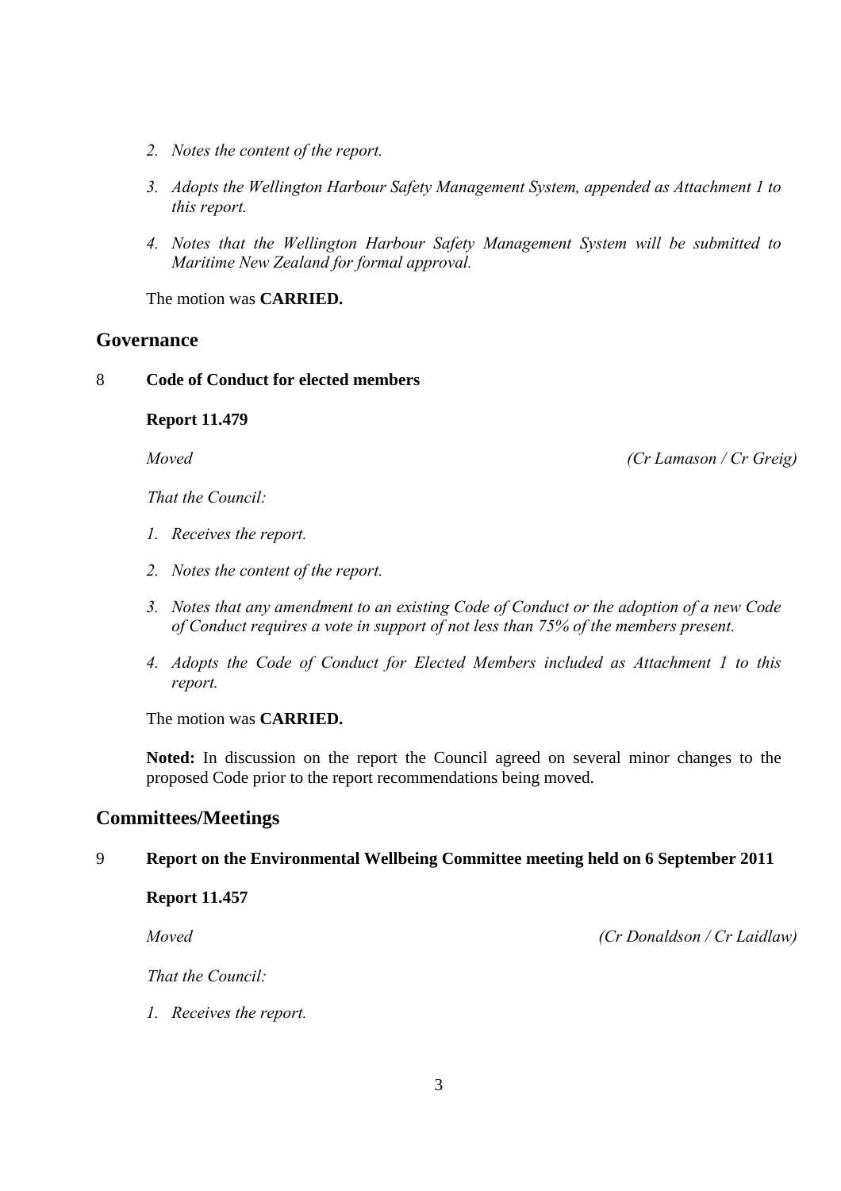2. *Notes the content of the report.*

3. *Adopts the Wellington Harbour Safety Management System, appended as Attachment 1 to this report.*

4. *Notes that the Wellington Harbour Safety Management System will be submitted to Maritime New Zealand for formal approval.*

The motion was **CARRIED.**

## Governance

8 **Code of Conduct for elected members**

**Report 11.479**

*Moved* *(Cr Lamason / Cr Greig)*

*That the Council:*

1. *Receives the report.*

2. *Notes the content of the report.*

3. *Notes that any amendment to an existing Code of Conduct or the adoption of a new Code of Conduct requires a vote in support of not less than 75% of the members present.*

4. *Adopts the Code of Conduct for Elected Members included as Attachment 1 to this report.*

The motion was **CARRIED.**

**Noted:** In discussion on the report the Council agreed on several minor changes to the proposed Code prior to the report recommendations being moved.

## Committees/Meetings

9 **Report on the Environmental Wellbeing Committee meeting held on 6 September 2011**

**Report 11.457**

*Moved* *(Cr Donaldson / Cr Laidlaw)*

*That the Council:*

1. *Receives the report.*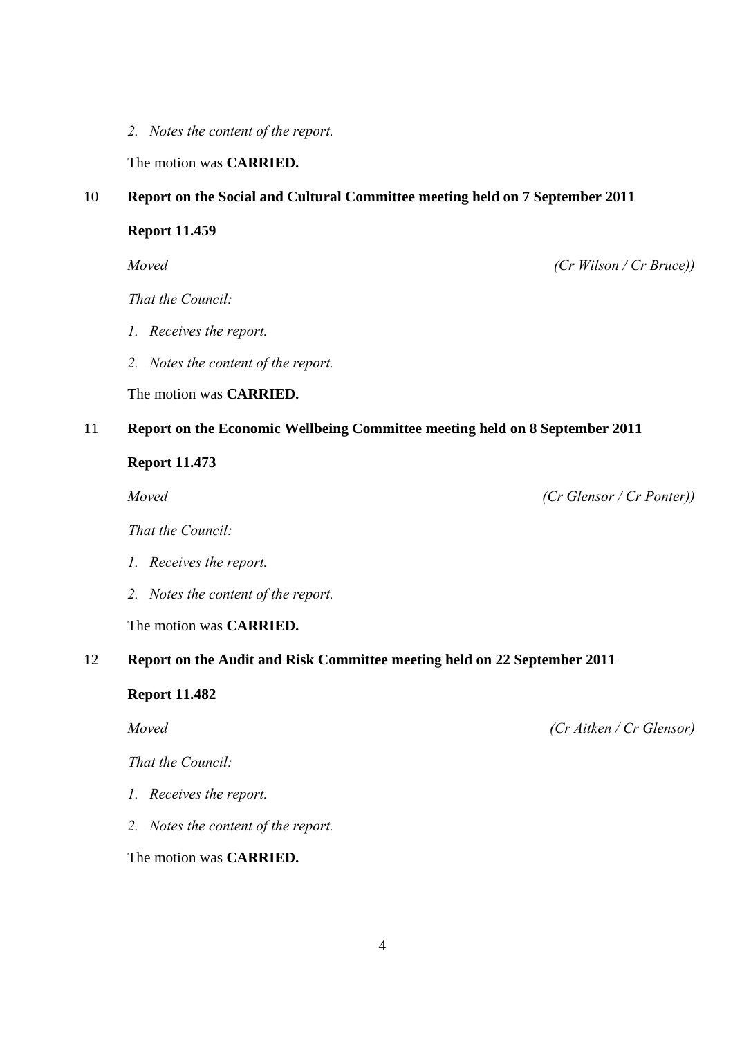*2. Notes the content of the report.*

The motion was **CARRIED.**

## 10 Report on the Social and Cultural Committee meeting held on 7 September 2011

**Report 11.459**

*Moved* *(Cr Wilson / Cr Bruce))*

*That the Council:*

*1. Receives the report.*

*2. Notes the content of the report.*

The motion was **CARRIED.**

## 11 Report on the Economic Wellbeing Committee meeting held on 8 September 2011

**Report 11.473**

*Moved* *(Cr Glensor / Cr Ponter))*

*That the Council:*

*1. Receives the report.*

*2. Notes the content of the report.*

The motion was **CARRIED.**

## 12 Report on the Audit and Risk Committee meeting held on 22 September 2011

**Report 11.482**

*Moved* *(Cr Aitken / Cr Glensor)*

*That the Council:*

*1. Receives the report.*

*2. Notes the content of the report.*

The motion was **CARRIED.**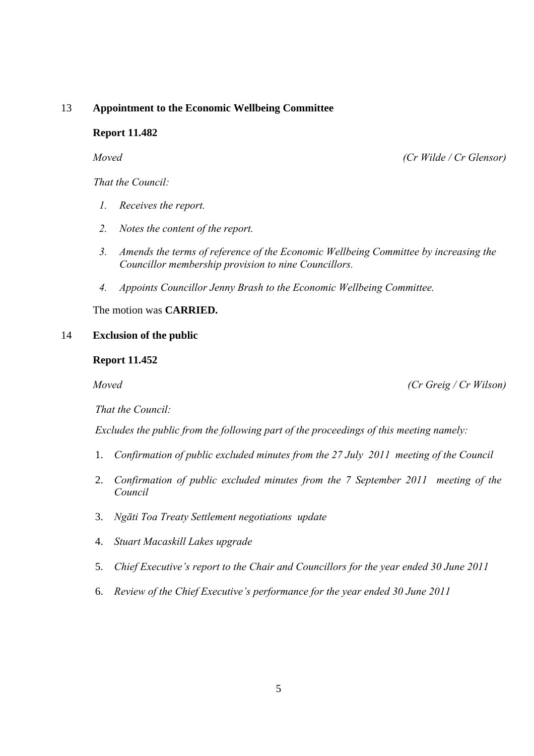## 13 Appointment to the Economic Wellbeing Committee

**Report 11.482**

*Moved* *(Cr Wilde / Cr Glensor)*

*That the Council:*

1. *Receives the report.*
2. *Notes the content of the report.*
3. *Amends the terms of reference of the Economic Wellbeing Committee by increasing the Councillor membership provision to nine Councillors.*
4. *Appoints Councillor Jenny Brash to the Economic Wellbeing Committee.*

The motion was **CARRIED.**

## 14 Exclusion of the public

**Report 11.452**

*Moved* *(Cr Greig / Cr Wilson)*

*That the Council:*

*Excludes the public from the following part of the proceedings of this meeting namely:*

1. *Confirmation of public excluded minutes from the 27 July 2011 meeting of the Council*
2. *Confirmation of public excluded minutes from the 7 September 2011 meeting of the Council*
3. *Ngāti Toa Treaty Settlement negotiations update*
4. *Stuart Macaskill Lakes upgrade*
5. *Chief Executive's report to the Chair and Councillors for the year ended 30 June 2011*
6. *Review of the Chief Executive's performance for the year ended 30 June 2011*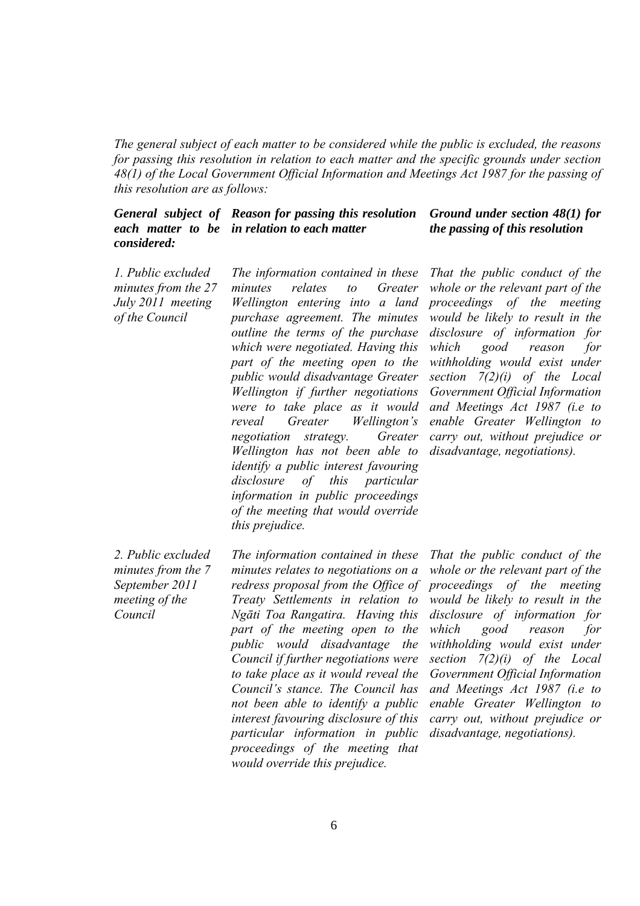*The general subject of each matter to be considered while the public is excluded, the reasons for passing this resolution in relation to each matter and the specific grounds under section 48(1) of the Local Government Official Information and Meetings Act 1987 for the passing of this resolution are as follows:*

| ***General subject of each matter to be considered:*** | ***Reason for passing this resolution in relation to each matter*** | ***Ground under section 48(1) for the passing of this resolution*** |
|---|---|---|
| *1. Public excluded minutes from the 27 July 2011 meeting of the Council* | *The information contained in these minutes relates to Greater Wellington entering into a land purchase agreement. The minutes outline the terms of the purchase which were negotiated. Having this part of the meeting open to the public would disadvantage Greater Wellington if further negotiations were to take place as it would reveal Greater Wellington's negotiation strategy. Greater Wellington has not been able to identify a public interest favouring disclosure of this particular information in public proceedings of the meeting that would override this prejudice.* | *That the public conduct of the whole or the relevant part of the proceedings of the meeting would be likely to result in the disclosure of information for which good reason for withholding would exist under section 7(2)(i) of the Local Government Official Information and Meetings Act 1987 (i.e to enable Greater Wellington to carry out, without prejudice or disadvantage, negotiations).* |
| *2. Public excluded minutes from the 7 September 2011 meeting of the Council* | *The information contained in these minutes relates to negotiations on a redress proposal from the Office of Treaty Settlements in relation to Ngāti Toa Rangatira. Having this part of the meeting open to the public would disadvantage the Council if further negotiations were to take place as it would reveal the Council's stance. The Council has not been able to identify a public interest favouring disclosure of this particular information in public proceedings of the meeting that would override this prejudice.* | *That the public conduct of the whole or the relevant part of the proceedings of the meeting would be likely to result in the disclosure of information for which good reason for withholding would exist under section 7(2)(i) of the Local Government Official Information and Meetings Act 1987 (i.e to enable Greater Wellington to carry out, without prejudice or disadvantage, negotiations).* |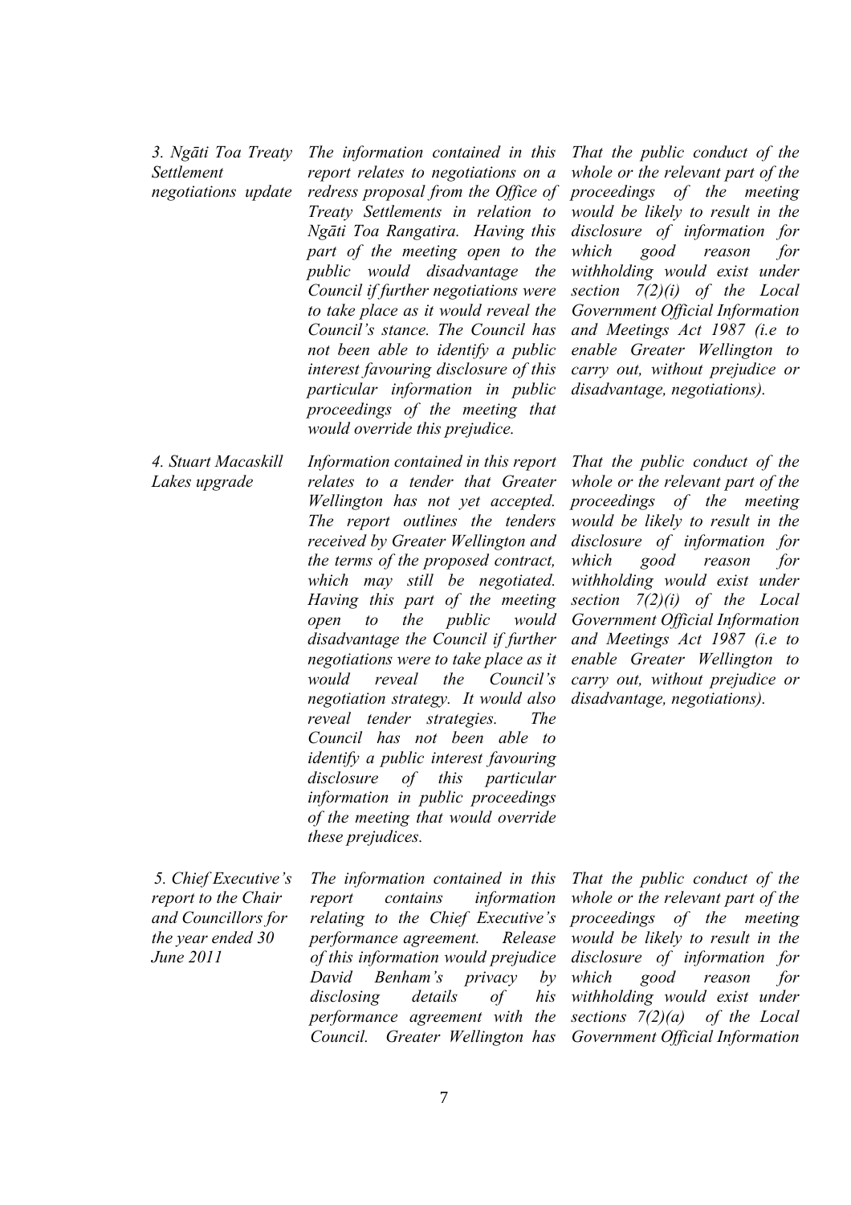| | | |
|---|---|---|
| *3. Ngāti Toa Treaty Settlement negotiations update* | *The information contained in this report relates to negotiations on a redress proposal from the Office of Treaty Settlements in relation to Ngāti Toa Rangatira. Having this part of the meeting open to the public would disadvantage the Council if further negotiations were to take place as it would reveal the Council's stance. The Council has not been able to identify a public interest favouring disclosure of this particular information in public proceedings of the meeting that would override this prejudice.* | *That the public conduct of the whole or the relevant part of the proceedings of the meeting would be likely to result in the disclosure of information for which good reason for withholding would exist under section 7(2)(i) of the Local Government Official Information and Meetings Act 1987 (i.e to enable Greater Wellington to carry out, without prejudice or disadvantage, negotiations).* |
| *4. Stuart Macaskill Lakes upgrade* | *Information contained in this report relates to a tender that Greater Wellington has not yet accepted. The report outlines the tenders received by Greater Wellington and the terms of the proposed contract, which may still be negotiated. Having this part of the meeting open to the public would disadvantage the Council if further negotiations were to take place as it would reveal the Council's negotiation strategy. It would also reveal tender strategies. The Council has not been able to identify a public interest favouring disclosure of this particular information in public proceedings of the meeting that would override these prejudices.* | *That the public conduct of the whole or the relevant part of the proceedings of the meeting would be likely to result in the disclosure of information for which good reason for withholding would exist under section 7(2)(i) of the Local Government Official Information and Meetings Act 1987 (i.e to enable Greater Wellington to carry out, without prejudice or disadvantage, negotiations).* |
| *5. Chief Executive's report to the Chair and Councillors for the year ended 30 June 2011* | *The information contained in this report contains information relating to the Chief Executive's performance agreement. Release of this information would prejudice David Benham's privacy by disclosing details of his performance agreement with the Council. Greater Wellington has* | *That the public conduct of the whole or the relevant part of the proceedings of the meeting would be likely to result in the disclosure of information for which good reason for withholding would exist under sections 7(2)(a) of the Local Government Official Information* |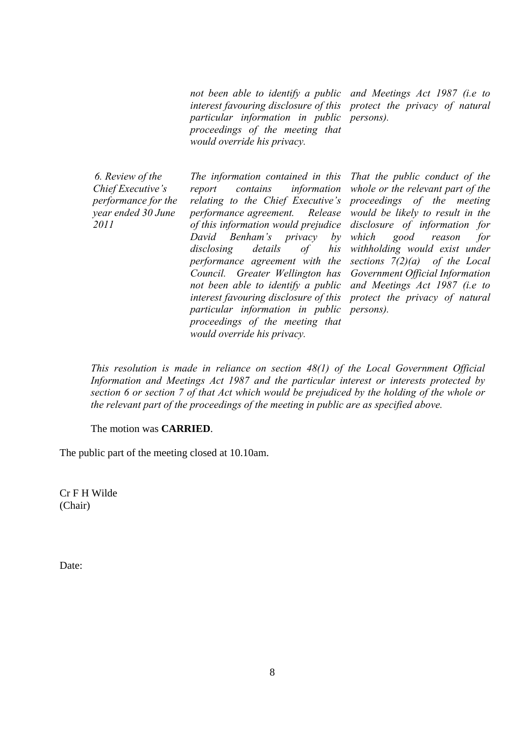| | | |
|---|---|---|
| | *not been able to identify a public interest favouring disclosure of this particular information in public proceedings of the meeting that would override his privacy.* | *and Meetings Act 1987 (i.e to protect the privacy of natural persons).* |
| *6. Review of the Chief Executive's performance for the year ended 30 June 2011* | *The information contained in this report contains information relating to the Chief Executive's performance agreement. Release of this information would prejudice David Benham's privacy by disclosing details of his performance agreement with the Council. Greater Wellington has not been able to identify a public interest favouring disclosure of this particular information in public proceedings of the meeting that would override his privacy.* | *That the public conduct of the whole or the relevant part of the proceedings of the meeting would be likely to result in the disclosure of information for which good reason for withholding would exist under sections 7(2)(a) of the Local Government Official Information and Meetings Act 1987 (i.e to protect the privacy of natural persons).* |

*This resolution is made in reliance on section 48(1) of the Local Government Official Information and Meetings Act 1987 and the particular interest or interests protected by section 6 or section 7 of that Act which would be prejudiced by the holding of the whole or the relevant part of the proceedings of the meeting in public are as specified above.*

The motion was **CARRIED**.

The public part of the meeting closed at 10.10am.

Cr F H Wilde
(Chair)

Date: